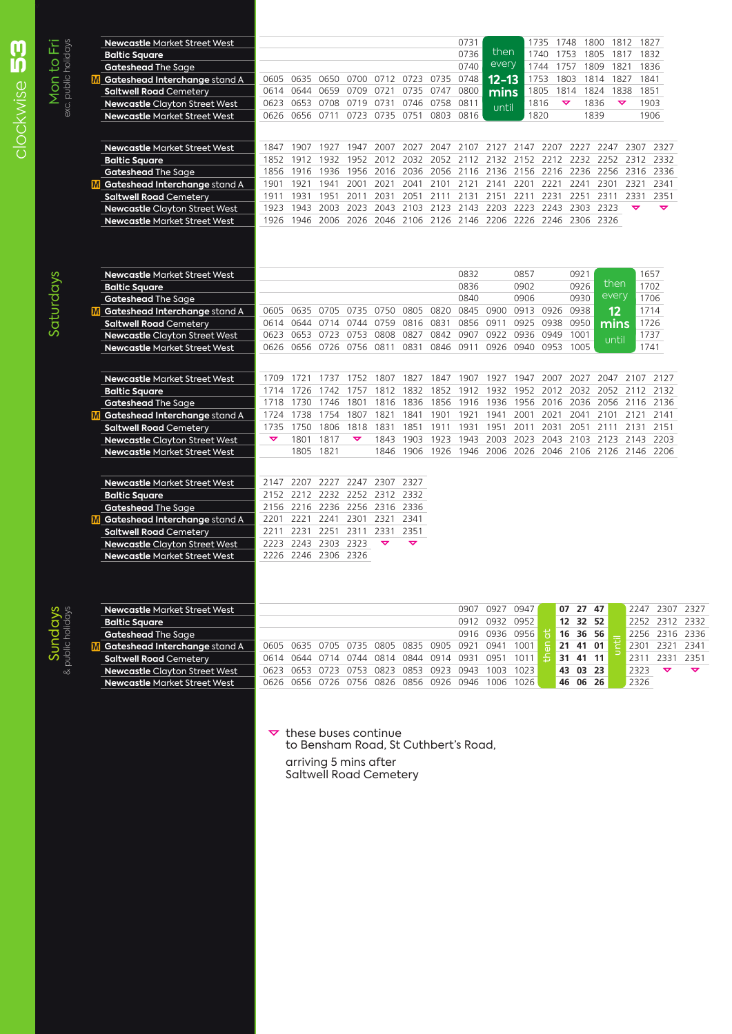# clockwise 53

## Mon to Fri
exc. public holidays

| Stop | | | | | | | | | | | | | | |
|---|---|---|---|---|---|---|---|---|---|---|---|---|---|---|
| Newcastle Market Street West | | | | | | | | 0731 | then every 12-13 mins until | 1735 | 1748 | 1800 | 1812 | 1827 |
| Baltic Square | | | | | | | | 0736 | | 1740 | 1753 | 1805 | 1817 | 1832 |
| Gateshead The Sage | | | | | | | | 0740 | | 1744 | 1757 | 1809 | 1821 | 1836 |
| M Gateshead Interchange stand A | 0605 | 0635 | 0650 | 0700 | 0712 | 0723 | 0735 | 0748 | | 1753 | 1803 | 1814 | 1827 | 1841 |
| Saltwell Road Cemetery | 0614 | 0644 | 0659 | 0709 | 0721 | 0735 | 0747 | 0800 | | 1805 | 1814 | 1824 | 1838 | 1851 |
| Newcastle Clayton Street West | 0623 | 0653 | 0708 | 0719 | 0731 | 0746 | 0758 | 0811 | | 1816 | ▽ | 1836 | ▽ | 1903 |
| Newcastle Market Street West | 0626 | 0656 | 0711 | 0723 | 0735 | 0751 | 0803 | 0816 | | 1820 | | 1839 | | 1906 |

| Stop | | | | | | | | | | | | | | | |
|---|---|---|---|---|---|---|---|---|---|---|---|---|---|---|---|
| Newcastle Market Street West | 1847 | 1907 | 1927 | 1947 | 2007 | 2027 | 2047 | 2107 | 2127 | 2147 | 2207 | 2227 | 2247 | 2307 | 2327 |
| Baltic Square | 1852 | 1912 | 1932 | 1952 | 2012 | 2032 | 2052 | 2112 | 2132 | 2152 | 2212 | 2232 | 2252 | 2312 | 2332 |
| Gateshead The Sage | 1856 | 1916 | 1936 | 1956 | 2016 | 2036 | 2056 | 2116 | 2136 | 2156 | 2216 | 2236 | 2256 | 2316 | 2336 |
| M Gateshead Interchange stand A | 1901 | 1921 | 1941 | 2001 | 2021 | 2041 | 2101 | 2121 | 2141 | 2201 | 2221 | 2241 | 2301 | 2321 | 2341 |
| Saltwell Road Cemetery | 1911 | 1931 | 1951 | 2011 | 2031 | 2051 | 2111 | 2131 | 2151 | 2211 | 2231 | 2251 | 2311 | 2331 | 2351 |
| Newcastle Clayton Street West | 1923 | 1943 | 2003 | 2023 | 2043 | 2103 | 2123 | 2143 | 2203 | 2223 | 2243 | 2303 | 2323 | ▽ | ▽ |
| Newcastle Market Street West | 1926 | 1946 | 2006 | 2026 | 2046 | 2106 | 2126 | 2146 | 2206 | 2226 | 2246 | 2306 | 2326 | | |

## Saturdays

| Stop | | | | | | | | | | | | | | |
|---|---|---|---|---|---|---|---|---|---|---|---|---|---|---|
| Newcastle Market Street West | | | | | | | | 0832 | | 0857 | | 0921 | then every 12 mins until | 1657 |
| Baltic Square | | | | | | | | 0836 | | 0902 | | 0926 | | 1702 |
| Gateshead The Sage | | | | | | | | 0840 | | 0906 | | 0930 | | 1706 |
| M Gateshead Interchange stand A | 0605 | 0635 | 0705 | 0735 | 0750 | 0805 | 0820 | 0845 | 0900 | 0913 | 0926 | 0938 | | 1714 |
| Saltwell Road Cemetery | 0614 | 0644 | 0714 | 0744 | 0759 | 0816 | 0831 | 0856 | 0911 | 0925 | 0938 | 0950 | | 1726 |
| Newcastle Clayton Street West | 0623 | 0653 | 0723 | 0753 | 0808 | 0827 | 0842 | 0907 | 0922 | 0936 | 0949 | 1001 | | 1737 |
| Newcastle Market Street West | 0626 | 0656 | 0726 | 0756 | 0811 | 0831 | 0846 | 0911 | 0926 | 0940 | 0953 | 1005 | | 1741 |

| Stop | | | | | | | | | | | | | | | |
|---|---|---|---|---|---|---|---|---|---|---|---|---|---|---|---|
| Newcastle Market Street West | 1709 | 1721 | 1737 | 1752 | 1807 | 1827 | 1847 | 1907 | 1927 | 1947 | 2007 | 2027 | 2047 | 2107 | 2127 |
| Baltic Square | 1714 | 1726 | 1742 | 1757 | 1812 | 1832 | 1852 | 1912 | 1932 | 1952 | 2012 | 2032 | 2052 | 2112 | 2132 |
| Gateshead The Sage | 1718 | 1730 | 1746 | 1801 | 1816 | 1836 | 1856 | 1916 | 1936 | 1956 | 2016 | 2036 | 2056 | 2116 | 2136 |
| M Gateshead Interchange stand A | 1724 | 1738 | 1754 | 1807 | 1821 | 1841 | 1901 | 1921 | 1941 | 2001 | 2021 | 2041 | 2101 | 2121 | 2141 |
| Saltwell Road Cemetery | 1735 | 1750 | 1806 | 1818 | 1831 | 1851 | 1911 | 1931 | 1951 | 2011 | 2031 | 2051 | 2111 | 2131 | 2151 |
| Newcastle Clayton Street West | ▽ | 1801 | 1817 | ▽ | 1843 | 1903 | 1923 | 1943 | 2003 | 2023 | 2043 | 2103 | 2123 | 2143 | 2203 |
| Newcastle Market Street West | | 1805 | 1821 | | 1846 | 1906 | 1926 | 1946 | 2006 | 2026 | 2046 | 2106 | 2126 | 2146 | 2206 |

| Stop | | | | | | |
|---|---|---|---|---|---|---|
| Newcastle Market Street West | 2147 | 2207 | 2227 | 2247 | 2307 | 2327 |
| Baltic Square | 2152 | 2212 | 2232 | 2252 | 2312 | 2332 |
| Gateshead The Sage | 2156 | 2216 | 2236 | 2256 | 2316 | 2336 |
| M Gateshead Interchange stand A | 2201 | 2221 | 2241 | 2301 | 2321 | 2341 |
| Saltwell Road Cemetery | 2211 | 2231 | 2251 | 2311 | 2331 | 2351 |
| Newcastle Clayton Street West | 2223 | 2243 | 2303 | 2323 | ▽ | ▽ |
| Newcastle Market Street West | 2226 | 2246 | 2306 | 2326 | | |

## Sundays
& public holidays

| Stop | | | | | | | | | | | then at | | | | until | | | |
|---|---|---|---|---|---|---|---|---|---|---|---|---|---|---|---|---|---|---|
| Newcastle Market Street West | | | | | | | | 0907 | 0927 | 0947 | | 07 | 27 | 47 | | 2247 | 2307 | 2327 |
| Baltic Square | | | | | | | | 0912 | 0932 | 0952 | | 12 | 32 | 52 | | 2252 | 2312 | 2332 |
| Gateshead The Sage | | | | | | | | 0916 | 0936 | 0956 | | 16 | 36 | 56 | | 2256 | 2316 | 2336 |
| M Gateshead Interchange stand A | 0605 | 0635 | 0705 | 0735 | 0805 | 0835 | 0905 | 0921 | 0941 | 1001 | | 21 | 41 | 01 | | 2301 | 2321 | 2341 |
| Saltwell Road Cemetery | 0614 | 0644 | 0714 | 0744 | 0814 | 0844 | 0914 | 0931 | 0951 | 1011 | | 31 | 41 | 11 | | 2311 | 2331 | 2351 |
| Newcastle Clayton Street West | 0623 | 0653 | 0723 | 0753 | 0823 | 0853 | 0923 | 0943 | 1003 | 1023 | | 43 | 03 | 23 | | 2323 | ▽ | ▽ |
| Newcastle Market Street West | 0626 | 0656 | 0726 | 0756 | 0826 | 0856 | 0926 | 0946 | 1006 | 1026 | | 46 | 06 | 26 | | 2326 | | |

▽ these buses continue to Bensham Road, St Cuthbert's Road,

arriving 5 mins after Saltwell Road Cemetery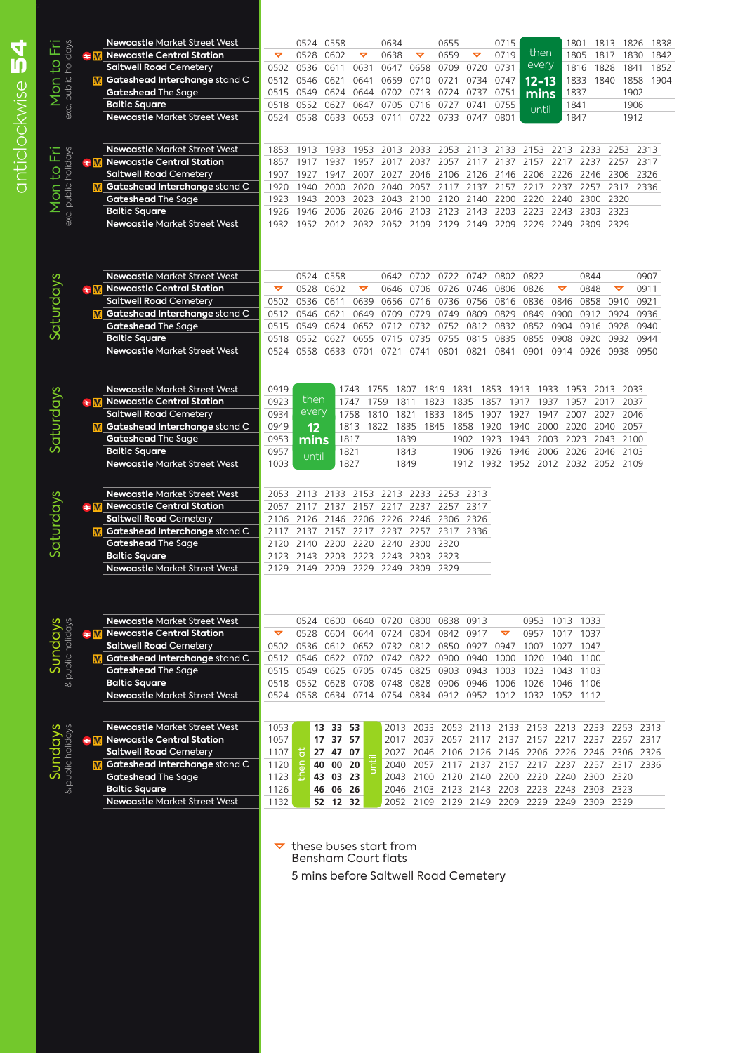# anticlockwise 54

## Mon to Fri exc. public holidays

| | | | | | | | | | | | | | | |
|---|---|---|---|---|---|---|---|---|---|---|---|---|---|---|
| Newcastle Market Street West | | 0524 | 0558 | | 0634 | | 0655 | | 0715 | then every 12–13 mins until | 1801 | 1813 | 1826 | 1838 |
| Newcastle Central Station | ▽ | 0528 | 0602 | ▽ | 0638 | ▽ | 0659 | ▽ | 0719 | | 1805 | 1817 | 1830 | 1842 |
| Saltwell Road Cemetery | 0502 | 0536 | 0611 | 0631 | 0647 | 0658 | 0709 | 0720 | 0731 | | 1816 | 1828 | 1841 | 1852 |
| Gateshead Interchange stand C | 0512 | 0546 | 0621 | 0641 | 0659 | 0710 | 0721 | 0734 | 0747 | | 1833 | 1840 | 1858 | 1904 |
| Gateshead The Sage | 0515 | 0549 | 0624 | 0644 | 0702 | 0713 | 0724 | 0737 | 0751 | | 1837 | | 1902 | |
| Baltic Square | 0518 | 0552 | 0627 | 0647 | 0705 | 0716 | 0727 | 0741 | 0755 | | 1841 | | 1906 | |
| Newcastle Market Street West | 0524 | 0558 | 0633 | 0653 | 0711 | 0722 | 0733 | 0747 | 0801 | | 1847 | | 1912 | |

## Mon to Fri exc. public holidays

| | | | | | | | | | | | | | | |
|---|---|---|---|---|---|---|---|---|---|---|---|---|---|---|
| Newcastle Market Street West | 1853 | 1913 | 1933 | 1953 | 2013 | 2033 | 2053 | 2113 | 2133 | 2153 | 2213 | 2233 | 2253 | 2313 |
| Newcastle Central Station | 1857 | 1917 | 1937 | 1957 | 2017 | 2037 | 2057 | 2117 | 2137 | 2157 | 2217 | 2237 | 2257 | 2317 |
| Saltwell Road Cemetery | 1907 | 1927 | 1947 | 2007 | 2027 | 2046 | 2106 | 2126 | 2146 | 2206 | 2226 | 2246 | 2306 | 2326 |
| Gateshead Interchange stand C | 1920 | 1940 | 2000 | 2020 | 2040 | 2057 | 2117 | 2137 | 2157 | 2217 | 2237 | 2257 | 2317 | 2336 |
| Gateshead The Sage | 1923 | 1943 | 2003 | 2023 | 2043 | 2100 | 2120 | 2140 | 2200 | 2220 | 2240 | 2300 | 2320 | |
| Baltic Square | 1926 | 1946 | 2006 | 2026 | 2046 | 2103 | 2123 | 2143 | 2203 | 2223 | 2243 | 2303 | 2323 | |
| Newcastle Market Street West | 1932 | 1952 | 2012 | 2032 | 2052 | 2109 | 2129 | 2149 | 2209 | 2229 | 2249 | 2309 | 2329 | |

## Saturdays

| | | | | | | | | | | | | | | |
|---|---|---|---|---|---|---|---|---|---|---|---|---|---|---|
| Newcastle Market Street West | | 0524 | 0558 | | 0642 | 0702 | 0722 | 0742 | 0802 | 0822 | | 0844 | | 0907 |
| Newcastle Central Station | ▽ | 0528 | 0602 | ▽ | 0646 | 0706 | 0726 | 0746 | 0806 | 0826 | ▽ | 0848 | ▽ | 0911 |
| Saltwell Road Cemetery | 0502 | 0536 | 0611 | 0639 | 0656 | 0716 | 0736 | 0756 | 0816 | 0836 | 0846 | 0858 | 0910 | 0921 |
| Gateshead Interchange stand C | 0512 | 0546 | 0621 | 0649 | 0709 | 0729 | 0749 | 0809 | 0829 | 0849 | 0900 | 0912 | 0924 | 0936 |
| Gateshead The Sage | 0515 | 0549 | 0624 | 0652 | 0712 | 0732 | 0752 | 0812 | 0832 | 0852 | 0904 | 0916 | 0928 | 0940 |
| Baltic Square | 0518 | 0552 | 0627 | 0655 | 0715 | 0735 | 0755 | 0815 | 0835 | 0855 | 0908 | 0920 | 0932 | 0944 |
| Newcastle Market Street West | 0524 | 0558 | 0633 | 0701 | 0721 | 0741 | 0801 | 0821 | 0841 | 0901 | 0914 | 0926 | 0938 | 0950 |

## Saturdays

| | | | | | | | | | | | | | |
|---|---|---|---|---|---|---|---|---|---|---|---|---|---|
| Newcastle Market Street West | 0919 | then every 12 mins until | 1743 | 1755 | 1807 | 1819 | 1831 | 1853 | 1913 | 1933 | 1953 | 2013 | 2033 |
| Newcastle Central Station | 0923 | | 1747 | 1759 | 1811 | 1823 | 1835 | 1857 | 1917 | 1937 | 1957 | 2017 | 2037 |
| Saltwell Road Cemetery | 0934 | | 1758 | 1810 | 1821 | 1833 | 1845 | 1907 | 1927 | 1947 | 2007 | 2027 | 2046 |
| Gateshead Interchange stand C | 0949 | | 1813 | 1822 | 1835 | 1845 | 1858 | 1920 | 1940 | 2000 | 2020 | 2040 | 2057 |
| Gateshead The Sage | 0953 | | 1817 | | 1839 | | 1902 | 1923 | 1943 | 2003 | 2023 | 2043 | 2100 |
| Baltic Square | 0957 | | 1821 | | 1843 | | 1906 | 1926 | 1946 | 2006 | 2026 | 2046 | 2103 |
| Newcastle Market Street West | 1003 | | 1827 | | 1849 | | 1912 | 1932 | 1952 | 2012 | 2032 | 2052 | 2109 |

## Saturdays

| | | | | | | | | |
|---|---|---|---|---|---|---|---|---|
| Newcastle Market Street West | 2053 | 2113 | 2133 | 2153 | 2213 | 2233 | 2253 | 2313 |
| Newcastle Central Station | 2057 | 2117 | 2137 | 2157 | 2217 | 2237 | 2257 | 2317 |
| Saltwell Road Cemetery | 2106 | 2126 | 2146 | 2206 | 2226 | 2246 | 2306 | 2326 |
| Gateshead Interchange stand C | 2117 | 2137 | 2157 | 2217 | 2237 | 2257 | 2317 | 2336 |
| Gateshead The Sage | 2120 | 2140 | 2200 | 2220 | 2240 | 2300 | 2320 | |
| Baltic Square | 2123 | 2143 | 2203 | 2223 | 2243 | 2303 | 2323 | |
| Newcastle Market Street West | 2129 | 2149 | 2209 | 2229 | 2249 | 2309 | 2329 | |

## Sundays & public holidays

| | | | | | | | | | | | | |
|---|---|---|---|---|---|---|---|---|---|---|---|---|
| Newcastle Market Street West | | 0524 | 0600 | 0640 | 0720 | 0800 | 0838 | 0913 | | 0953 | 1013 | 1033 |
| Newcastle Central Station | ▽ | 0528 | 0604 | 0644 | 0724 | 0804 | 0842 | 0917 | ▽ | 0957 | 1017 | 1037 |
| Saltwell Road Cemetery | 0502 | 0536 | 0612 | 0652 | 0732 | 0812 | 0850 | 0927 | 0947 | 1007 | 1027 | 1047 |
| Gateshead Interchange stand C | 0512 | 0546 | 0622 | 0702 | 0742 | 0822 | 0900 | 0940 | 1000 | 1020 | 1040 | 1100 |
| Gateshead The Sage | 0515 | 0549 | 0625 | 0705 | 0745 | 0825 | 0903 | 0943 | 1003 | 1023 | 1043 | 1103 |
| Baltic Square | 0518 | 0552 | 0628 | 0708 | 0748 | 0828 | 0906 | 0946 | 1006 | 1026 | 1046 | 1106 |
| Newcastle Market Street West | 0524 | 0558 | 0634 | 0714 | 0754 | 0834 | 0912 | 0952 | 1012 | 1032 | 1052 | 1112 |

## Sundays & public holidays

| | | | | | | | | | | | | | | | |
|---|---|---|---|---|---|---|---|---|---|---|---|---|---|---|---|
| Newcastle Market Street West | 1053 | then at | 13 | 33 | 53 | until | 2013 | 2033 | 2053 | 2113 | 2133 | 2153 | 2213 | 2233 | 2253 | 2313 |
| Newcastle Central Station | 1057 | | 17 | 37 | 57 | | 2017 | 2037 | 2057 | 2117 | 2137 | 2157 | 2217 | 2237 | 2257 | 2317 |
| Saltwell Road Cemetery | 1107 | | 27 | 47 | 07 | | 2027 | 2046 | 2106 | 2126 | 2146 | 2206 | 2226 | 2246 | 2306 | 2326 |
| Gateshead Interchange stand C | 1120 | | 40 | 00 | 20 | | 2040 | 2057 | 2117 | 2137 | 2157 | 2217 | 2237 | 2257 | 2317 | 2336 |
| Gateshead The Sage | 1123 | | 43 | 03 | 23 | | 2043 | 2100 | 2120 | 2140 | 2200 | 2220 | 2240 | 2300 | 2320 | |
| Baltic Square | 1126 | | 46 | 06 | 26 | | 2046 | 2103 | 2123 | 2143 | 2203 | 2223 | 2243 | 2303 | 2323 | |
| Newcastle Market Street West | 1132 | | 52 | 12 | 32 | | 2052 | 2109 | 2129 | 2149 | 2209 | 2229 | 2249 | 2309 | 2329 | |

▽ these buses start from Bensham Court flats

5 mins before Saltwell Road Cemetery